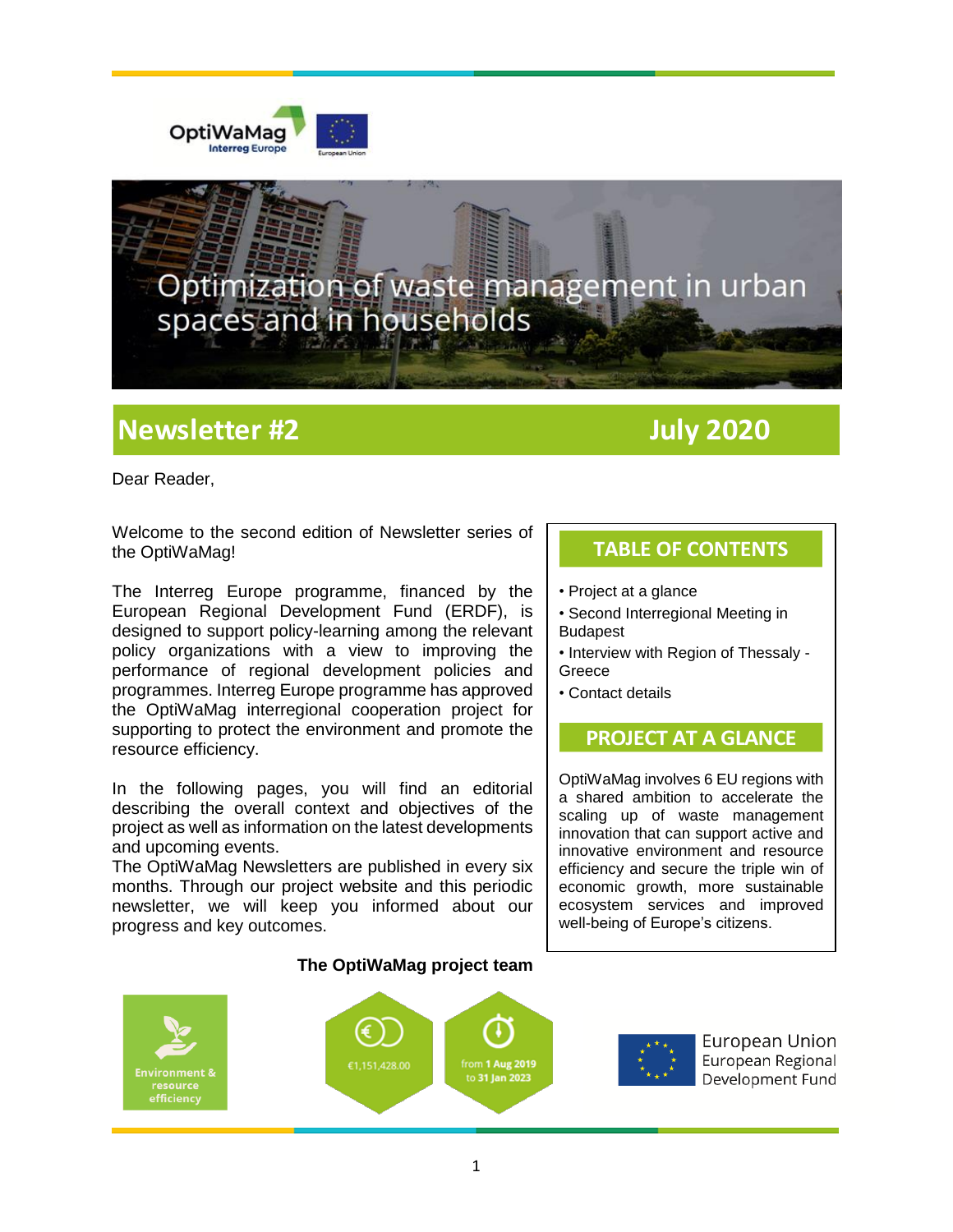OptiWaMag
Interreg Europe

# Optimization of waste management in urban spaces and in households

## Newsletter #2 July 2020

Dear Reader,

Welcome to the second edition of Newsletter series of the OptiWaMag!

The Interreg Europe programme, financed by the European Regional Development Fund (ERDF), is designed to support policy-learning among the relevant policy organizations with a view to improving the performance of regional development policies and programmes. Interreg Europe programme has approved the OptiWaMag interregional cooperation project for supporting to protect the environment and promote the resource efficiency.

In the following pages, you will find an editorial describing the overall context and objectives of the project as well as information on the latest developments and upcoming events.
The OptiWaMag Newsletters are published in every six months. Through our project website and this periodic newsletter, we will keep you informed about our progress and key outcomes.

**The OptiWaMag project team**

### TABLE OF CONTENTS

- Project at a glance
- Second Interregional Meeting in Budapest
- Interview with Region of Thessaly - Greece
- Contact details

### PROJECT AT A GLANCE

OptiWaMag involves 6 EU regions with a shared ambition to accelerate the scaling up of waste management innovation that can support active and innovative environment and resource efficiency and secure the triple win of economic growth, more sustainable ecosystem services and improved well-being of Europe's citizens.

Environment & resource efficiency

€1,151,428.00

from 1 Aug 2019 to 31 Jan 2023

European Union
European Regional Development Fund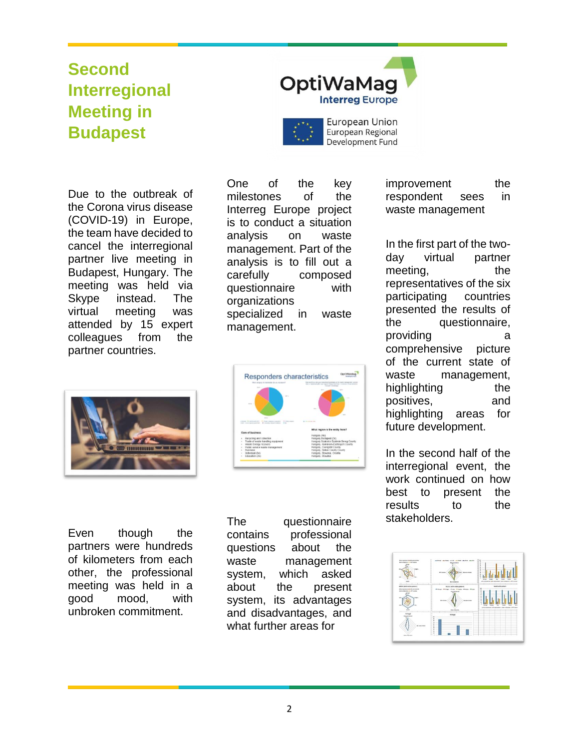# Second Interregional Meeting in Budapest

Due to the outbreak of the Corona virus disease (COVID-19) in Europe, the team have decided to cancel the interregional partner live meeting in Budapest, Hungary. The meeting was held via Skype instead. The virtual meeting was attended by 15 expert colleagues from the partner countries.

Even though the partners were hundreds of kilometers from each other, the professional meeting was held in a good mood, with unbroken commitment.

One of the key milestones of the Interreg Europe project is to conduct a situation analysis on waste management. Part of the analysis is to fill out a carefully composed questionnaire with organizations specialized in waste management.

The questionnaire contains professional questions about the waste management system, which asked about the present system, its advantages and disadvantages, and what further areas for improvement the respondent sees in waste management

In the first part of the two-day virtual partner meeting, the representatives of the six participating countries presented the results of the questionnaire, providing a comprehensive picture of the current state of waste management, highlighting the positives, and highlighting areas for future development.

In the second half of the interregional event, the work continued on how best to present the results to the stakeholders.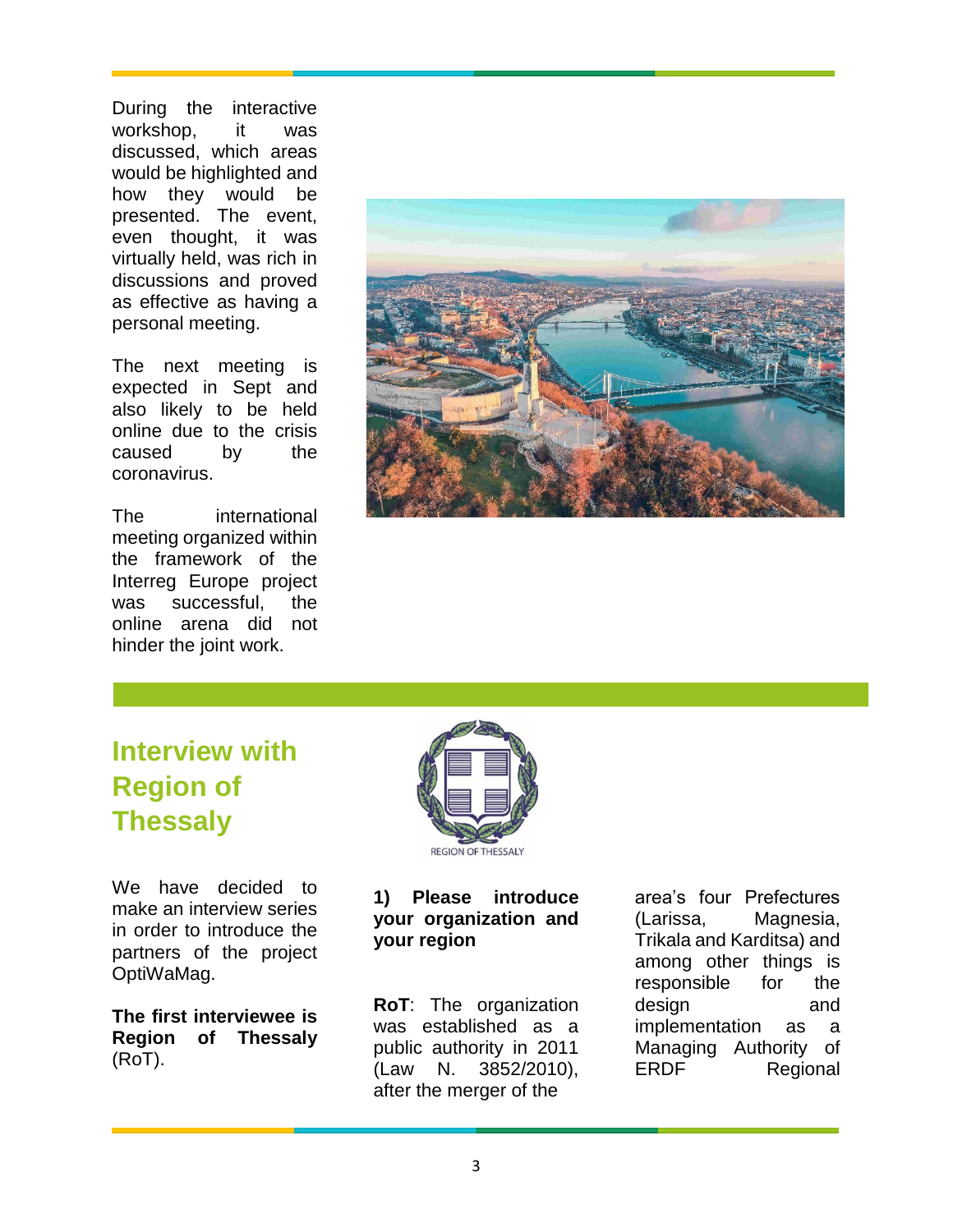During the interactive workshop, it was discussed, which areas would be highlighted and how they would be presented. The event, even thought, it was virtually held, was rich in discussions and proved as effective as having a personal meeting.

The next meeting is expected in Sept and also likely to be held online due to the crisis caused by the coronavirus.

The international meeting organized within the framework of the Interreg Europe project was successful, the online arena did not hinder the joint work.

## Interview with Region of Thessaly

REGION OF THESSALY

We have decided to make an interview series in order to introduce the partners of the project OptiWaMag.

**The first interviewee is Region of Thessaly** (RoT).

**1) Please introduce your organization and your region**

**RoT**: The organization was established as a public authority in 2011 (Law N. 3852/2010), after the merger of the area's four Prefectures (Larissa, Magnesia, Trikala and Karditsa) and among other things is responsible for the design and implementation as a Managing Authority of ERDF Regional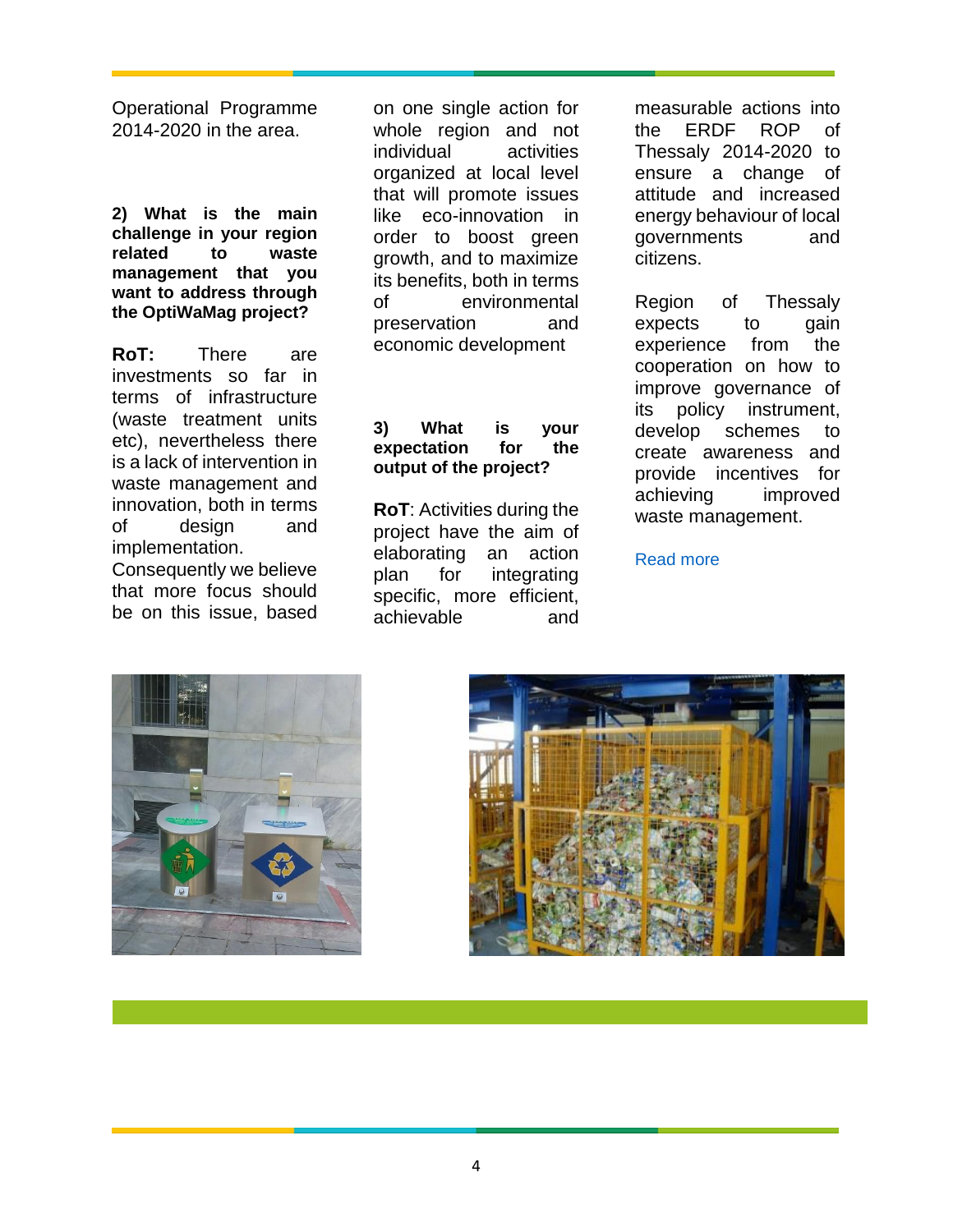Operational Programme 2014-2020 in the area.

**2) What is the main challenge in your region related to waste management that you want to address through the OptiWaMag project?**

**RoT:** There are investments so far in terms of infrastructure (waste treatment units etc), nevertheless there is a lack of intervention in waste management and innovation, both in terms of design and implementation. Consequently we believe that more focus should be on this issue, based on one single action for whole region and not individual activities organized at local level that will promote issues like eco-innovation in order to boost green growth, and to maximize its benefits, both in terms of environmental preservation and economic development

**3) What is your expectation for the output of the project?**

**RoT**: Activities during the project have the aim of elaborating an action plan for integrating specific, more efficient, achievable and measurable actions into the ERDF ROP of Thessaly 2014-2020 to ensure a change of attitude and increased energy behaviour of local governments and citizens.

Region of Thessaly expects to gain experience from the cooperation on how to improve governance of its policy instrument, develop schemes to create awareness and provide incentives for achieving improved waste management.

Read more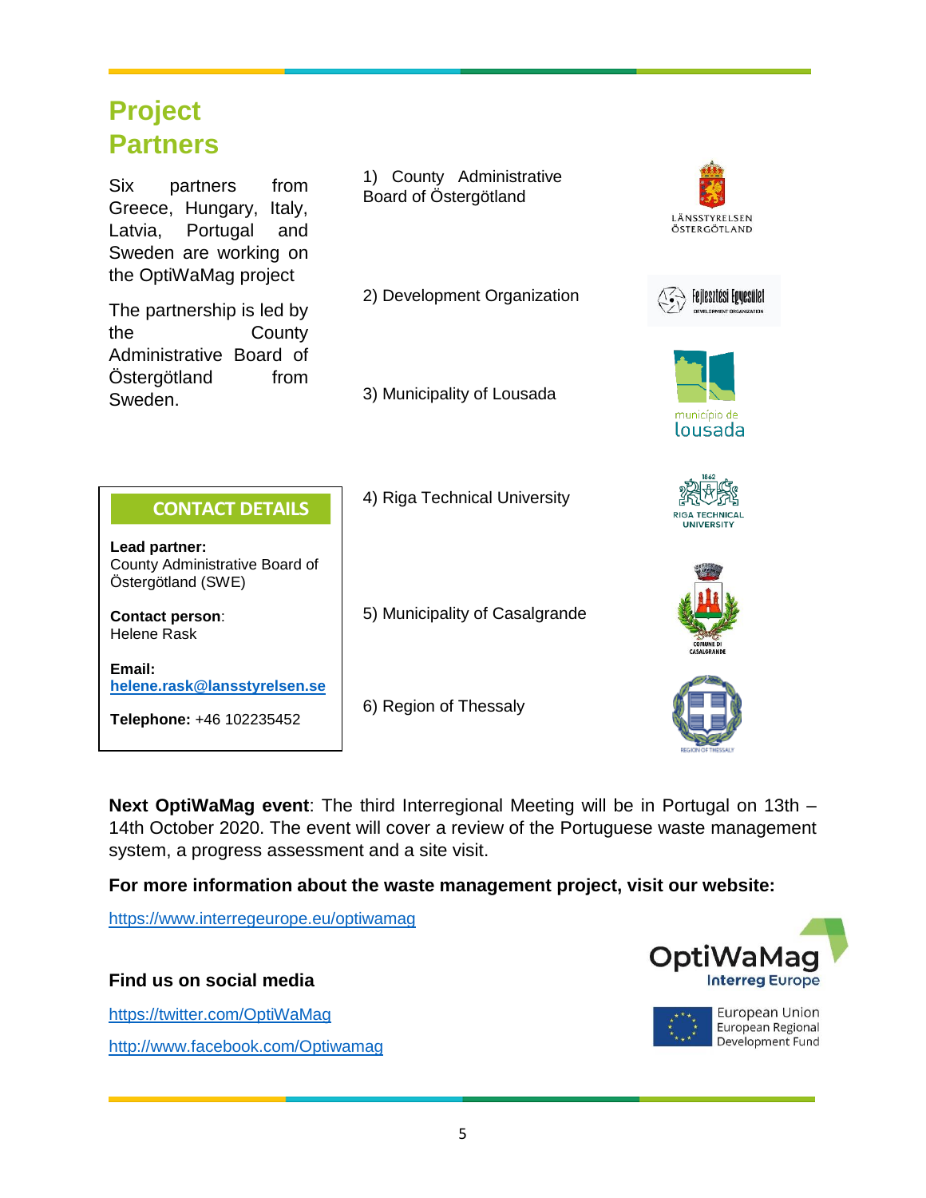## Project Partners

Six partners from Greece, Hungary, Italy, Latvia, Portugal and Sweden are working on the OptiWaMag project

The partnership is led by the County Administrative Board of Östergötland from Sweden.

1) County Administrative Board of Östergötland

2) Development Organization

3) Municipality of Lousada

4) Riga Technical University

5) Municipality of Casalgrande

6) Region of Thessaly

### CONTACT DETAILS

**Lead partner:**
County Administrative Board of Östergötland (SWE)

**Contact person**:
Helene Rask

**Email:**
**helene.rask@lansstyrelsen.se**

**Telephone:** +46 102235452

**Next OptiWaMag event**: The third Interregional Meeting will be in Portugal on 13th – 14th October 2020. The event will cover a review of the Portuguese waste management system, a progress assessment and a site visit.

**For more information about the waste management project, visit our website:**

https://www.interregeurope.eu/optiwamag

**Find us on social media**

https://twitter.com/OptiWaMag

http://www.facebook.com/Optiwamag

OptiWaMag
Interreg Europe

European Union
European Regional
Development Fund